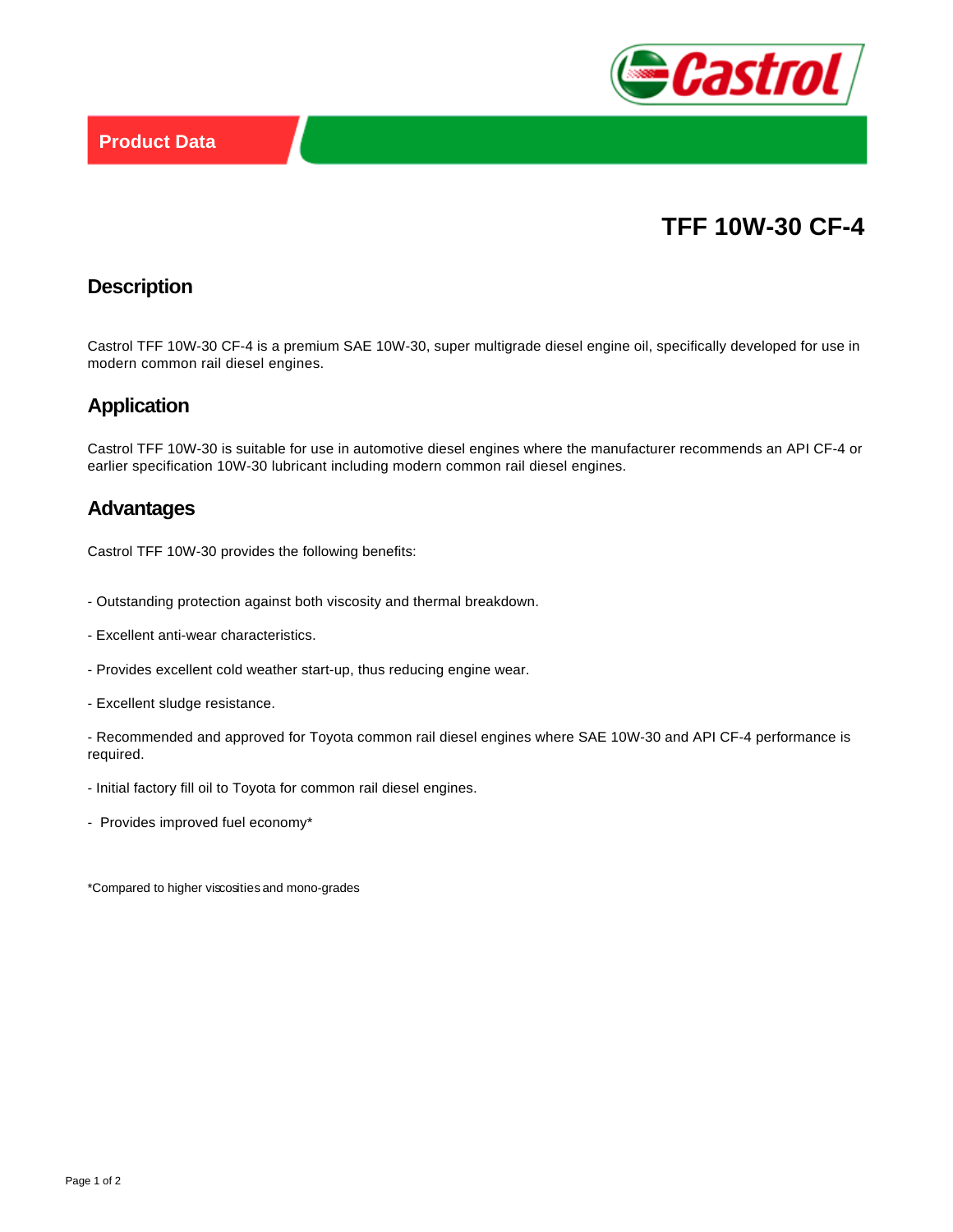Product Data

# TFF 10W-30 CF-4

## Description

Castrol TFF 10W-30 CF-4 is a premium SAE 10W-30, super multigrade diesel engine oil, specifically developed for use in modern common rail diesel engines.

## Application

Castrol TFF 10W-30 is suitable for use in automotive diesel engines where the manufacturer recommends an API CF-4 or earlier specification 10W-30 lubricant including modern common rail diesel engines.

## Advantages

Castrol TFF 10W-30 provides the following benefits:

- Outstanding protection against both viscosity and thermal breakdown.
- Excellent anti-wear characteristics.
- Provides excellent cold weather start-up, thus reducing engine wear.
- Excellent sludge resistance.
- Recommended and approved for Toyota common rail diesel engines where SAE 10W-30 and API CF-4 performance is required.
- Initial factory fill oil to Toyota for common rail diesel engines.
- Provides improved fuel economy*

*Compared to higher viscosities and mono-grades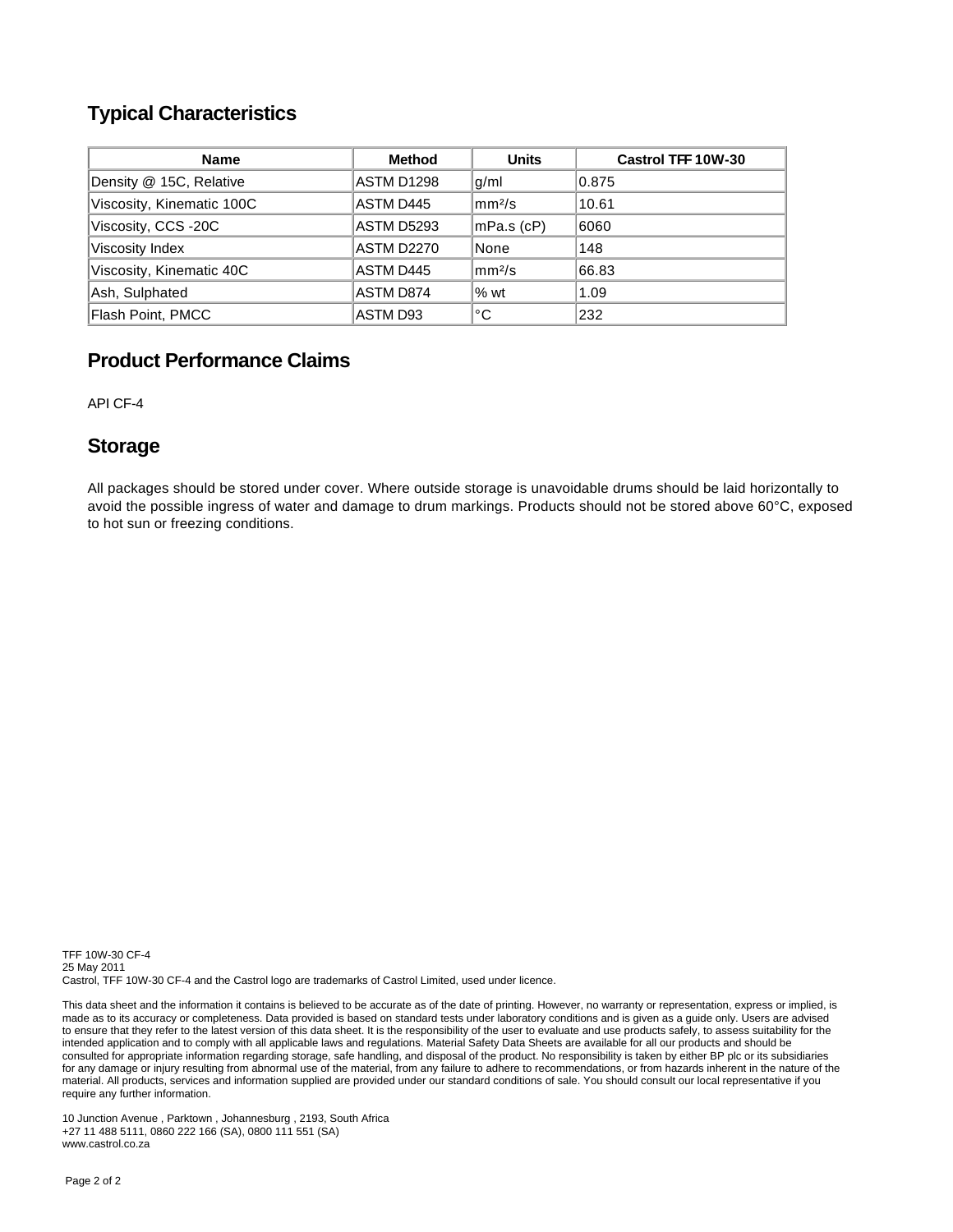## Typical Characteristics

| Name | Method | Units | Castrol TFF 10W-30 |
|---|---|---|---|
| Density @ 15C, Relative | ASTM D1298 | g/ml | 0.875 |
| Viscosity, Kinematic 100C | ASTM D445 | $mm^2/s$ | 10.61 |
| Viscosity, CCS -20C | ASTM D5293 | mPa.s (cP) | 6060 |
| Viscosity Index | ASTM D2270 | None | 148 |
| Viscosity, Kinematic 40C | ASTM D445 | $mm^2/s$ | 66.83 |
| Ash, Sulphated | ASTM D874 | % wt | 1.09 |
| Flash Point, PMCC | ASTM D93 | °C | 232 |

## Product Performance Claims

API CF-4

## Storage

All packages should be stored under cover. Where outside storage is unavoidable drums should be laid horizontally to avoid the possible ingress of water and damage to drum markings. Products should not be stored above 60°C, exposed to hot sun or freezing conditions.

TFF 10W-30 CF-4
25 May 2011
Castrol, TFF 10W-30 CF-4 and the Castrol logo are trademarks of Castrol Limited, used under licence.

This data sheet and the information it contains is believed to be accurate as of the date of printing. However, no warranty or representation, express or implied, is made as to its accuracy or completeness. Data provided is based on standard tests under laboratory conditions and is given as a guide only. Users are advised to ensure that they refer to the latest version of this data sheet. It is the responsibility of the user to evaluate and use products safely, to assess suitability for the intended application and to comply with all applicable laws and regulations. Material Safety Data Sheets are available for all our products and should be consulted for appropriate information regarding storage, safe handling, and disposal of the product. No responsibility is taken by either BP plc or its subsidiaries for any damage or injury resulting from abnormal use of the material, from any failure to adhere to recommendations, or from hazards inherent in the nature of the material. All products, services and information supplied are provided under our standard conditions of sale. You should consult our local representative if you require any further information.

10 Junction Avenue , Parktown , Johannesburg , 2193, South Africa
+27 11 488 5111, 0860 222 166 (SA), 0800 111 551 (SA)
www.castrol.co.za